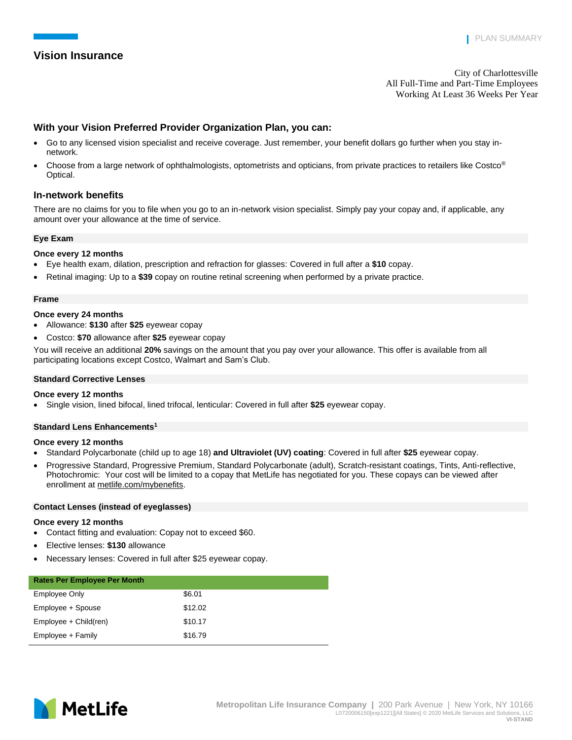PLAN SUMMARY

# Vision Insurance

City of Charlottesville
All Full-Time and Part-Time Employees
Working At Least 36 Weeks Per Year

## With your Vision Preferred Provider Organization Plan, you can:

- Go to any licensed vision specialist and receive coverage. Just remember, your benefit dollars go further when you stay in-network.
- Choose from a large network of ophthalmologists, optometrists and opticians, from private practices to retailers like Costco® Optical.

## In-network benefits

There are no claims for you to file when you go to an in-network vision specialist. Simply pay your copay and, if applicable, any amount over your allowance at the time of service.

### Eye Exam

**Once every 12 months**

- Eye health exam, dilation, prescription and refraction for glasses: Covered in full after a **$10** copay.
- Retinal imaging: Up to a **$39** copay on routine retinal screening when performed by a private practice.

### Frame

**Once every 24 months**

- Allowance: **$130** after **$25** eyewear copay
- Costco: **$70** allowance after **$25** eyewear copay

You will receive an additional **20%** savings on the amount that you pay over your allowance. This offer is available from all participating locations except Costco, Walmart and Sam's Club.

### Standard Corrective Lenses

**Once every 12 months**

- Single vision, lined bifocal, lined trifocal, lenticular: Covered in full after **$25** eyewear copay.

### Standard Lens Enhancements[1]

**Once every 12 months**

- Standard Polycarbonate (child up to age 18) **and Ultraviolet (UV) coating**: Covered in full after **$25** eyewear copay.
- Progressive Standard, Progressive Premium, Standard Polycarbonate (adult), Scratch-resistant coatings, Tints, Anti-reflective, Photochromic: Your cost will be limited to a copay that MetLife has negotiated for you. These copays can be viewed after enrollment at metlife.com/mybenefits.

### Contact Lenses (instead of eyeglasses)

**Once every 12 months**

- Contact fitting and evaluation: Copay not to exceed $60.
- Elective lenses: **$130** allowance
- Necessary lenses: Covered in full after $25 eyewear copay.

| Rates Per Employee Per Month | |
|---|---|
| Employee Only | $6.01 |
| Employee + Spouse | $12.02 |
| Employee + Child(ren) | $10.17 |
| Employee + Family | $16.79 |

MetLife

Metropolitan Life Insurance Company | 200 Park Avenue | New York, NY 10166
L0720006150[exp1221][All States] © 2020 MetLife Services and Solutions, LLC
VI-STAND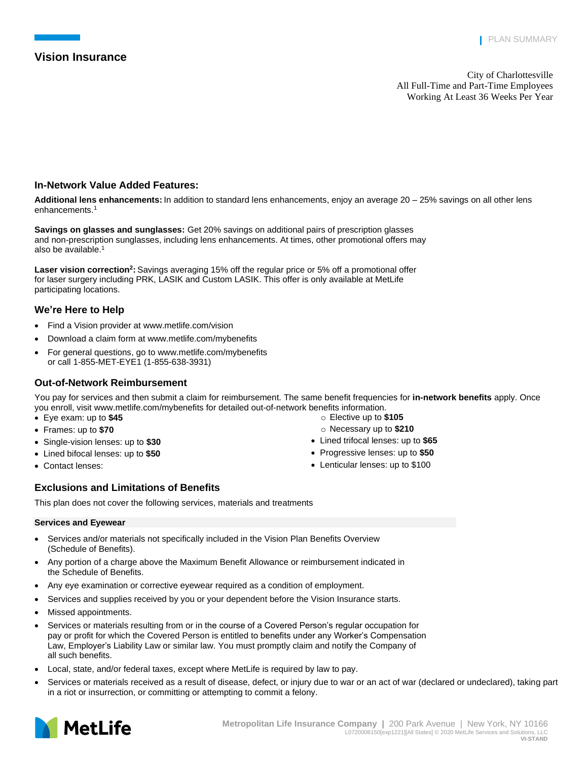## Vision Insurance

City of Charlottesville
All Full-Time and Part-Time Employees
Working At Least 36 Weeks Per Year

### In-Network Value Added Features:

**Additional lens enhancements:** In addition to standard lens enhancements, enjoy an average 20 – 25% savings on all other lens enhancements.[1]

**Savings on glasses and sunglasses:** Get 20% savings on additional pairs of prescription glasses and non-prescription sunglasses, including lens enhancements. At times, other promotional offers may also be available.[1]

**Laser vision correction[2]:** Savings averaging 15% off the regular price or 5% off a promotional offer for laser surgery including PRK, LASIK and Custom LASIK. This offer is only available at MetLife participating locations.

### We're Here to Help

- Find a Vision provider at www.metlife.com/vision
- Download a claim form at www.metlife.com/mybenefits
- For general questions, go to www.metlife.com/mybenefits or call 1-855-MET-EYE1 (1-855-638-3931)

### Out-of-Network Reimbursement

You pay for services and then submit a claim for reimbursement. The same benefit frequencies for **in-network benefits** apply. Once you enroll, visit www.metlife.com/mybenefits for detailed out-of-network benefits information.

- Eye exam: up to **$45**
- Frames: up to **$70**
- Single-vision lenses: up to **$30**
- Lined bifocal lenses: up to **$50**
- Contact lenses:
  - Elective up to **$105**
  - Necessary up to **$210**
- Lined trifocal lenses: up to **$65**
- Progressive lenses: up to **$50**
- Lenticular lenses: up to $100

### Exclusions and Limitations of Benefits

This plan does not cover the following services, materials and treatments

**Services and Eyewear**

- Services and/or materials not specifically included in the Vision Plan Benefits Overview (Schedule of Benefits).
- Any portion of a charge above the Maximum Benefit Allowance or reimbursement indicated in the Schedule of Benefits.
- Any eye examination or corrective eyewear required as a condition of employment.
- Services and supplies received by you or your dependent before the Vision Insurance starts.
- Missed appointments.
- Services or materials resulting from or in the course of a Covered Person's regular occupation for pay or profit for which the Covered Person is entitled to benefits under any Worker's Compensation Law, Employer's Liability Law or similar law. You must promptly claim and notify the Company of all such benefits.
- Local, state, and/or federal taxes, except where MetLife is required by law to pay.
- Services or materials received as a result of disease, defect, or injury due to war or an act of war (declared or undeclared), taking part in a riot or insurrection, or committing or attempting to commit a felony.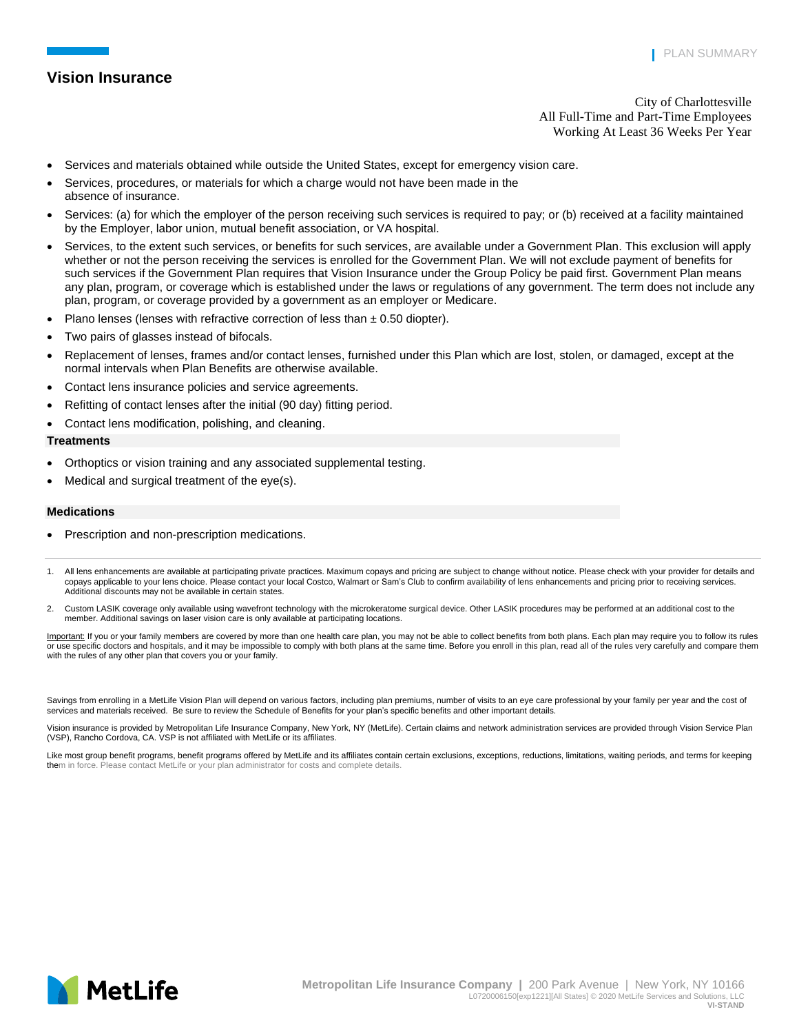# Vision Insurance

City of Charlottesville
All Full-Time and Part-Time Employees
Working At Least 36 Weeks Per Year

- Services and materials obtained while outside the United States, except for emergency vision care.
- Services, procedures, or materials for which a charge would not have been made in the absence of insurance.
- Services: (a) for which the employer of the person receiving such services is required to pay; or (b) received at a facility maintained by the Employer, labor union, mutual benefit association, or VA hospital.
- Services, to the extent such services, or benefits for such services, are available under a Government Plan. This exclusion will apply whether or not the person receiving the services is enrolled for the Government Plan. We will not exclude payment of benefits for such services if the Government Plan requires that Vision Insurance under the Group Policy be paid first. Government Plan means any plan, program, or coverage which is established under the laws or regulations of any government. The term does not include any plan, program, or coverage provided by a government as an employer or Medicare.
- Plano lenses (lenses with refractive correction of less than ± 0.50 diopter).
- Two pairs of glasses instead of bifocals.
- Replacement of lenses, frames and/or contact lenses, furnished under this Plan which are lost, stolen, or damaged, except at the normal intervals when Plan Benefits are otherwise available.
- Contact lens insurance policies and service agreements.
- Refitting of contact lenses after the initial (90 day) fitting period.
- Contact lens modification, polishing, and cleaning.

**Treatments**

- Orthoptics or vision training and any associated supplemental testing.
- Medical and surgical treatment of the eye(s).

**Medications**

- Prescription and non-prescription medications.

1. All lens enhancements are available at participating private practices. Maximum copays and pricing are subject to change without notice. Please check with your provider for details and copays applicable to your lens choice. Please contact your local Costco, Walmart or Sam's Club to confirm availability of lens enhancements and pricing prior to receiving services. Additional discounts may not be available in certain states.
2. Custom LASIK coverage only available using wavefront technology with the microkeratome surgical device. Other LASIK procedures may be performed at an additional cost to the member. Additional savings on laser vision care is only available at participating locations.

Important: If you or your family members are covered by more than one health care plan, you may not be able to collect benefits from both plans. Each plan may require you to follow its rules or use specific doctors and hospitals, and it may be impossible to comply with both plans at the same time. Before you enroll in this plan, read all of the rules very carefully and compare them with the rules of any other plan that covers you or your family.

Savings from enrolling in a MetLife Vision Plan will depend on various factors, including plan premiums, number of visits to an eye care professional by your family per year and the cost of services and materials received. Be sure to review the Schedule of Benefits for your plan's specific benefits and other important details.

Vision insurance is provided by Metropolitan Life Insurance Company, New York, NY (MetLife). Certain claims and network administration services are provided through Vision Service Plan (VSP), Rancho Cordova, CA. VSP is not affiliated with MetLife or its affiliates.

Like most group benefit programs, benefit programs offered by MetLife and its affiliates contain certain exclusions, exceptions, reductions, limitations, waiting periods, and terms for keeping them in force. Please contact MetLife or your plan administrator for costs and complete details.

Metropolitan Life Insurance Company | 200 Park Avenue | New York, NY 10166
L0720006150[exp1221][All States] © 2020 MetLife Services and Solutions, LLC
VI-STAND